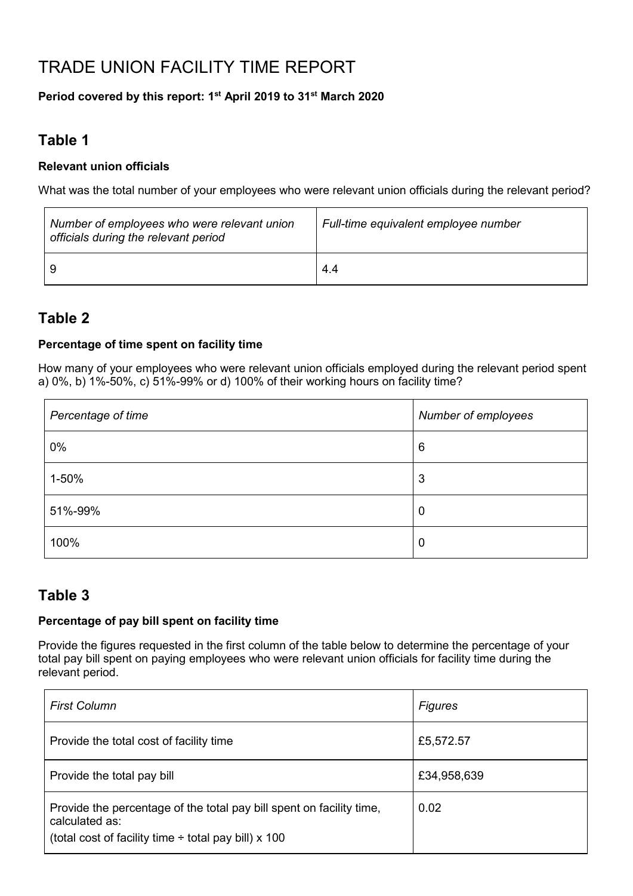# TRADE UNION FACILITY TIME REPORT

**Period covered by this report: 1st April 2019 to 31st March 2020**

## Table 1

**Relevant union officials**

What was the total number of your employees who were relevant union officials during the relevant period?

| *Number of employees who were relevant union officials during the relevant period* | *Full-time equivalent employee number* |
|---|---|
| 9 | 4.4 |

## Table 2

**Percentage of time spent on facility time**

How many of your employees who were relevant union officials employed during the relevant period spent a) 0%, b) 1%-50%, c) 51%-99% or d) 100% of their working hours on facility time?

| *Percentage of time* | *Number of employees* |
|---|---|
| 0% | 6 |
| 1-50% | 3 |
| 51%-99% | 0 |
| 100% | 0 |

## Table 3

**Percentage of pay bill spent on facility time**

Provide the figures requested in the first column of the table below to determine the percentage of your total pay bill spent on paying employees who were relevant union officials for facility time during the relevant period.

| *First Column* | *Figures* |
|---|---|
| Provide the total cost of facility time | £5,572.57 |
| Provide the total pay bill | £34,958,639 |
| Provide the percentage of the total pay bill spent on facility time, calculated as: (total cost of facility time ÷ total pay bill) x 100 | 0.02 |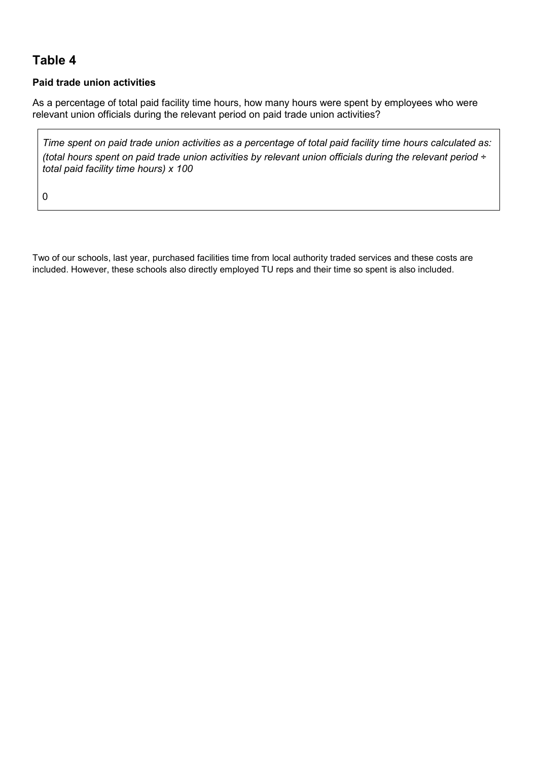# Table 4

**Paid trade union activities**

As a percentage of total paid facility time hours, how many hours were spent by employees who were relevant union officials during the relevant period on paid trade union activities?

> *Time spent on paid trade union activities as a percentage of total paid facility time hours calculated as: (total hours spent on paid trade union activities by relevant union officials during the relevant period ÷ total paid facility time hours) x 100*
>
> 0

Two of our schools, last year, purchased facilities time from local authority traded services and these costs are included. However, these schools also directly employed TU reps and their time so spent is also included.